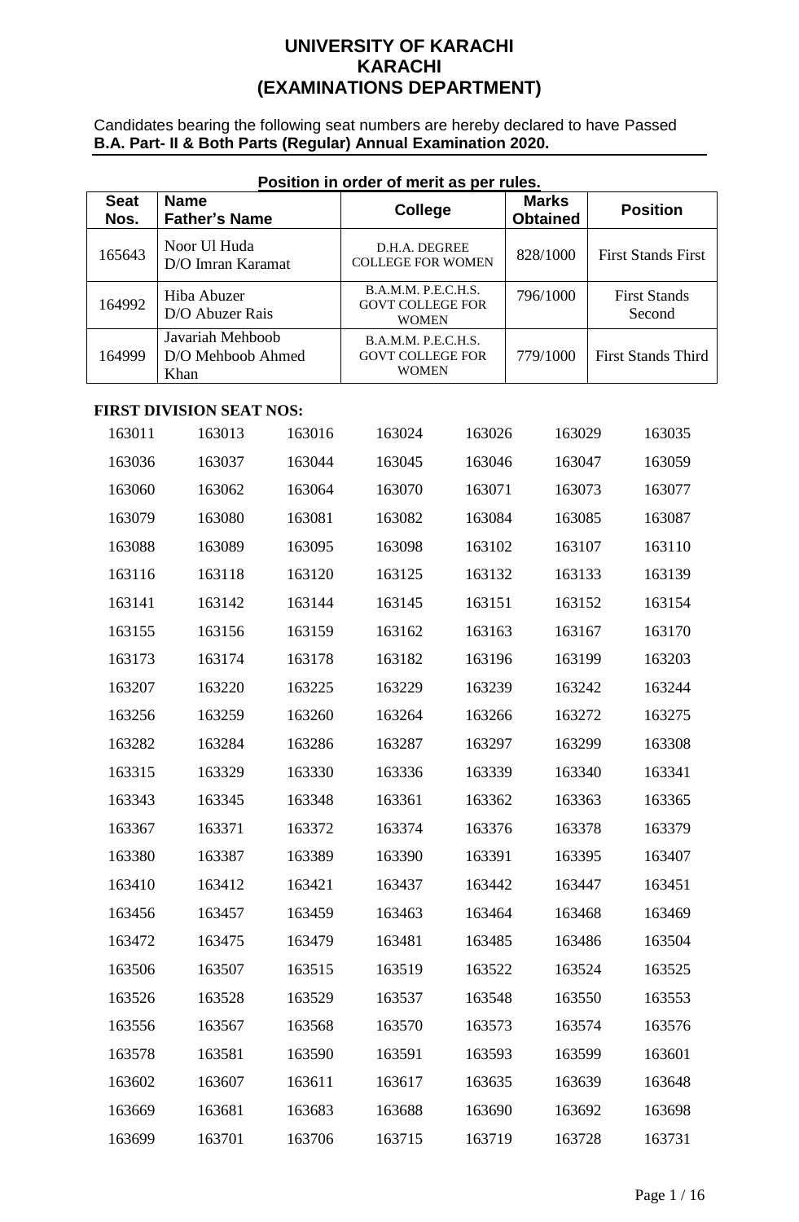# UNIVERSITY OF KARACHI
# KARACHI
# (EXAMINATIONS DEPARTMENT)

Candidates bearing the following seat numbers are hereby declared to have Passed **B.A. Part- II & Both Parts (Regular) Annual Examination 2020.**

**Position in order of merit as per rules.**

| Seat Nos. | Name Father's Name | College | Marks Obtained | Position |
|---|---|---|---|---|
| 165643 | Noor Ul Huda D/O Imran Karamat | D.H.A. DEGREE COLLEGE FOR WOMEN | 828/1000 | First Stands First |
| 164992 | Hiba Abuzer D/O Abuzer Rais | B.A.M.M. P.E.C.H.S. GOVT COLLEGE FOR WOMEN | 796/1000 | First Stands Second |
| 164999 | Javariah Mehboob D/O Mehboob Ahmed Khan | B.A.M.M. P.E.C.H.S. GOVT COLLEGE FOR WOMEN | 779/1000 | First Stands Third |

**FIRST DIVISION SEAT NOS:**

| | | | | | | |
|---|---|---|---|---|---|---|
| 163011 | 163013 | 163016 | 163024 | 163026 | 163029 | 163035 |
| 163036 | 163037 | 163044 | 163045 | 163046 | 163047 | 163059 |
| 163060 | 163062 | 163064 | 163070 | 163071 | 163073 | 163077 |
| 163079 | 163080 | 163081 | 163082 | 163084 | 163085 | 163087 |
| 163088 | 163089 | 163095 | 163098 | 163102 | 163107 | 163110 |
| 163116 | 163118 | 163120 | 163125 | 163132 | 163133 | 163139 |
| 163141 | 163142 | 163144 | 163145 | 163151 | 163152 | 163154 |
| 163155 | 163156 | 163159 | 163162 | 163163 | 163167 | 163170 |
| 163173 | 163174 | 163178 | 163182 | 163196 | 163199 | 163203 |
| 163207 | 163220 | 163225 | 163229 | 163239 | 163242 | 163244 |
| 163256 | 163259 | 163260 | 163264 | 163266 | 163272 | 163275 |
| 163282 | 163284 | 163286 | 163287 | 163297 | 163299 | 163308 |
| 163315 | 163329 | 163330 | 163336 | 163339 | 163340 | 163341 |
| 163343 | 163345 | 163348 | 163361 | 163362 | 163363 | 163365 |
| 163367 | 163371 | 163372 | 163374 | 163376 | 163378 | 163379 |
| 163380 | 163387 | 163389 | 163390 | 163391 | 163395 | 163407 |
| 163410 | 163412 | 163421 | 163437 | 163442 | 163447 | 163451 |
| 163456 | 163457 | 163459 | 163463 | 163464 | 163468 | 163469 |
| 163472 | 163475 | 163479 | 163481 | 163485 | 163486 | 163504 |
| 163506 | 163507 | 163515 | 163519 | 163522 | 163524 | 163525 |
| 163526 | 163528 | 163529 | 163537 | 163548 | 163550 | 163553 |
| 163556 | 163567 | 163568 | 163570 | 163573 | 163574 | 163576 |
| 163578 | 163581 | 163590 | 163591 | 163593 | 163599 | 163601 |
| 163602 | 163607 | 163611 | 163617 | 163635 | 163639 | 163648 |
| 163669 | 163681 | 163683 | 163688 | 163690 | 163692 | 163698 |
| 163699 | 163701 | 163706 | 163715 | 163719 | 163728 | 163731 |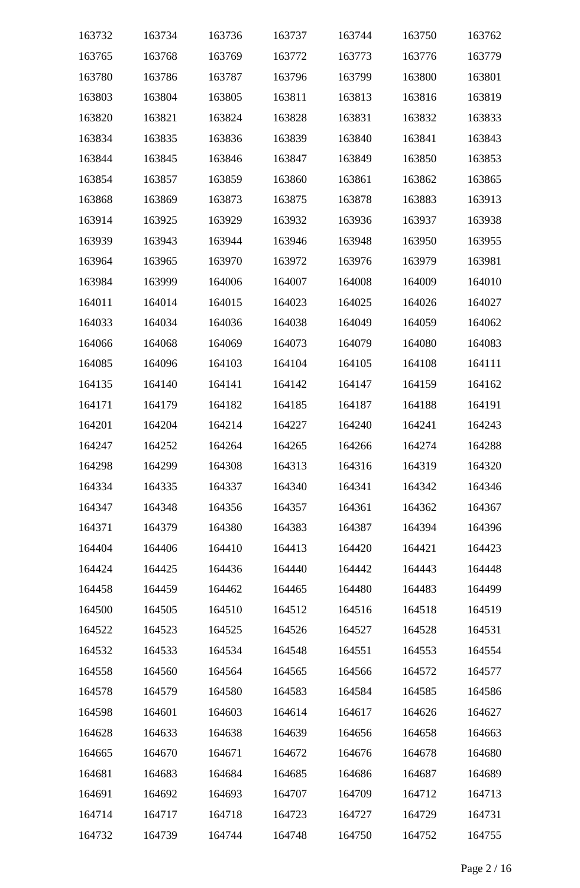| | | | | | | |
|---|---|---|---|---|---|---|
| 163732 | 163734 | 163736 | 163737 | 163744 | 163750 | 163762 |
| 163765 | 163768 | 163769 | 163772 | 163773 | 163776 | 163779 |
| 163780 | 163786 | 163787 | 163796 | 163799 | 163800 | 163801 |
| 163803 | 163804 | 163805 | 163811 | 163813 | 163816 | 163819 |
| 163820 | 163821 | 163824 | 163828 | 163831 | 163832 | 163833 |
| 163834 | 163835 | 163836 | 163839 | 163840 | 163841 | 163843 |
| 163844 | 163845 | 163846 | 163847 | 163849 | 163850 | 163853 |
| 163854 | 163857 | 163859 | 163860 | 163861 | 163862 | 163865 |
| 163868 | 163869 | 163873 | 163875 | 163878 | 163883 | 163913 |
| 163914 | 163925 | 163929 | 163932 | 163936 | 163937 | 163938 |
| 163939 | 163943 | 163944 | 163946 | 163948 | 163950 | 163955 |
| 163964 | 163965 | 163970 | 163972 | 163976 | 163979 | 163981 |
| 163984 | 163999 | 164006 | 164007 | 164008 | 164009 | 164010 |
| 164011 | 164014 | 164015 | 164023 | 164025 | 164026 | 164027 |
| 164033 | 164034 | 164036 | 164038 | 164049 | 164059 | 164062 |
| 164066 | 164068 | 164069 | 164073 | 164079 | 164080 | 164083 |
| 164085 | 164096 | 164103 | 164104 | 164105 | 164108 | 164111 |
| 164135 | 164140 | 164141 | 164142 | 164147 | 164159 | 164162 |
| 164171 | 164179 | 164182 | 164185 | 164187 | 164188 | 164191 |
| 164201 | 164204 | 164214 | 164227 | 164240 | 164241 | 164243 |
| 164247 | 164252 | 164264 | 164265 | 164266 | 164274 | 164288 |
| 164298 | 164299 | 164308 | 164313 | 164316 | 164319 | 164320 |
| 164334 | 164335 | 164337 | 164340 | 164341 | 164342 | 164346 |
| 164347 | 164348 | 164356 | 164357 | 164361 | 164362 | 164367 |
| 164371 | 164379 | 164380 | 164383 | 164387 | 164394 | 164396 |
| 164404 | 164406 | 164410 | 164413 | 164420 | 164421 | 164423 |
| 164424 | 164425 | 164436 | 164440 | 164442 | 164443 | 164448 |
| 164458 | 164459 | 164462 | 164465 | 164480 | 164483 | 164499 |
| 164500 | 164505 | 164510 | 164512 | 164516 | 164518 | 164519 |
| 164522 | 164523 | 164525 | 164526 | 164527 | 164528 | 164531 |
| 164532 | 164533 | 164534 | 164548 | 164551 | 164553 | 164554 |
| 164558 | 164560 | 164564 | 164565 | 164566 | 164572 | 164577 |
| 164578 | 164579 | 164580 | 164583 | 164584 | 164585 | 164586 |
| 164598 | 164601 | 164603 | 164614 | 164617 | 164626 | 164627 |
| 164628 | 164633 | 164638 | 164639 | 164656 | 164658 | 164663 |
| 164665 | 164670 | 164671 | 164672 | 164676 | 164678 | 164680 |
| 164681 | 164683 | 164684 | 164685 | 164686 | 164687 | 164689 |
| 164691 | 164692 | 164693 | 164707 | 164709 | 164712 | 164713 |
| 164714 | 164717 | 164718 | 164723 | 164727 | 164729 | 164731 |
| 164732 | 164739 | 164744 | 164748 | 164750 | 164752 | 164755 |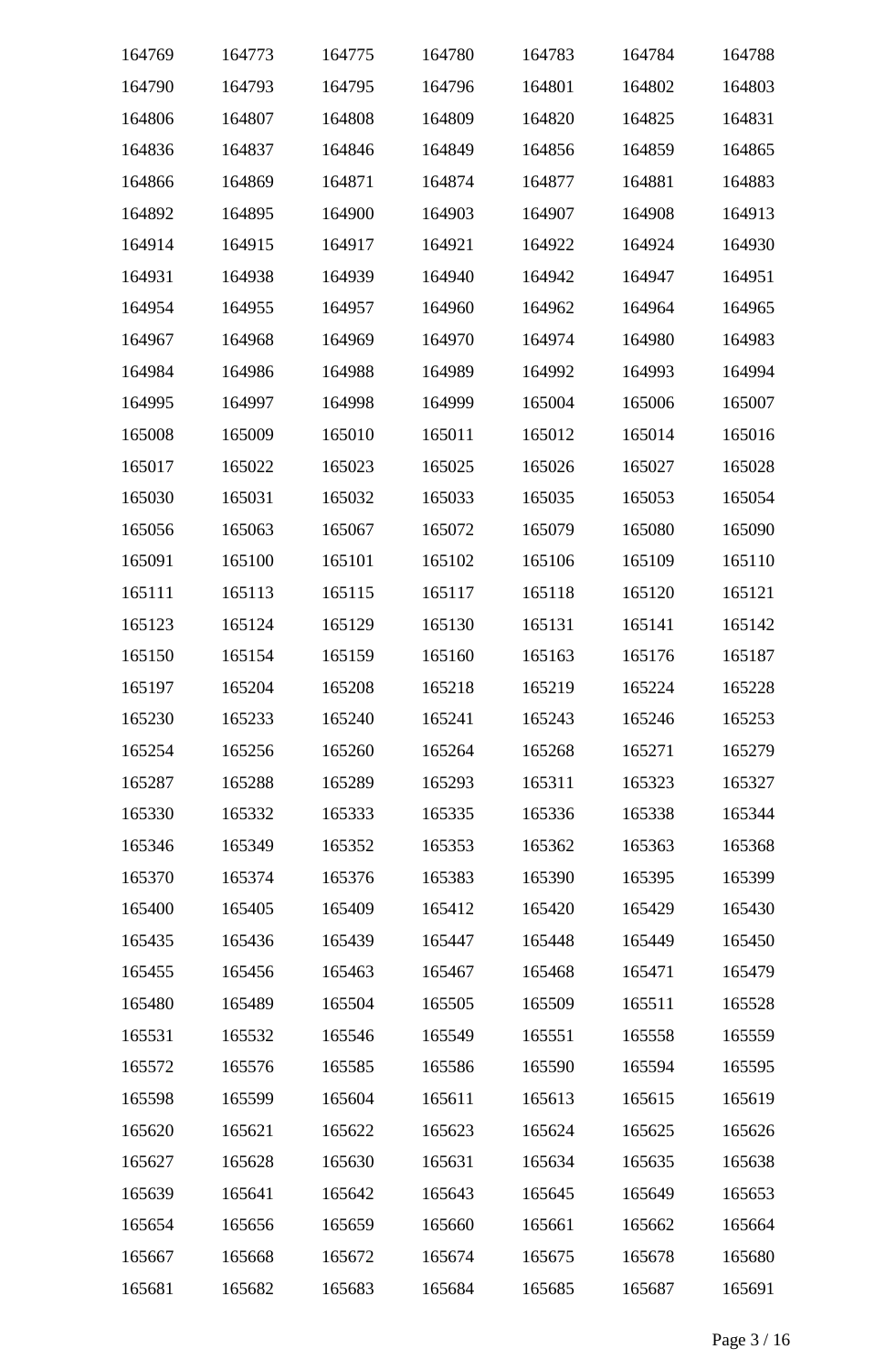| | | | | | | |
|---|---|---|---|---|---|---|
| 164769 | 164773 | 164775 | 164780 | 164783 | 164784 | 164788 |
| 164790 | 164793 | 164795 | 164796 | 164801 | 164802 | 164803 |
| 164806 | 164807 | 164808 | 164809 | 164820 | 164825 | 164831 |
| 164836 | 164837 | 164846 | 164849 | 164856 | 164859 | 164865 |
| 164866 | 164869 | 164871 | 164874 | 164877 | 164881 | 164883 |
| 164892 | 164895 | 164900 | 164903 | 164907 | 164908 | 164913 |
| 164914 | 164915 | 164917 | 164921 | 164922 | 164924 | 164930 |
| 164931 | 164938 | 164939 | 164940 | 164942 | 164947 | 164951 |
| 164954 | 164955 | 164957 | 164960 | 164962 | 164964 | 164965 |
| 164967 | 164968 | 164969 | 164970 | 164974 | 164980 | 164983 |
| 164984 | 164986 | 164988 | 164989 | 164992 | 164993 | 164994 |
| 164995 | 164997 | 164998 | 164999 | 165004 | 165006 | 165007 |
| 165008 | 165009 | 165010 | 165011 | 165012 | 165014 | 165016 |
| 165017 | 165022 | 165023 | 165025 | 165026 | 165027 | 165028 |
| 165030 | 165031 | 165032 | 165033 | 165035 | 165053 | 165054 |
| 165056 | 165063 | 165067 | 165072 | 165079 | 165080 | 165090 |
| 165091 | 165100 | 165101 | 165102 | 165106 | 165109 | 165110 |
| 165111 | 165113 | 165115 | 165117 | 165118 | 165120 | 165121 |
| 165123 | 165124 | 165129 | 165130 | 165131 | 165141 | 165142 |
| 165150 | 165154 | 165159 | 165160 | 165163 | 165176 | 165187 |
| 165197 | 165204 | 165208 | 165218 | 165219 | 165224 | 165228 |
| 165230 | 165233 | 165240 | 165241 | 165243 | 165246 | 165253 |
| 165254 | 165256 | 165260 | 165264 | 165268 | 165271 | 165279 |
| 165287 | 165288 | 165289 | 165293 | 165311 | 165323 | 165327 |
| 165330 | 165332 | 165333 | 165335 | 165336 | 165338 | 165344 |
| 165346 | 165349 | 165352 | 165353 | 165362 | 165363 | 165368 |
| 165370 | 165374 | 165376 | 165383 | 165390 | 165395 | 165399 |
| 165400 | 165405 | 165409 | 165412 | 165420 | 165429 | 165430 |
| 165435 | 165436 | 165439 | 165447 | 165448 | 165449 | 165450 |
| 165455 | 165456 | 165463 | 165467 | 165468 | 165471 | 165479 |
| 165480 | 165489 | 165504 | 165505 | 165509 | 165511 | 165528 |
| 165531 | 165532 | 165546 | 165549 | 165551 | 165558 | 165559 |
| 165572 | 165576 | 165585 | 165586 | 165590 | 165594 | 165595 |
| 165598 | 165599 | 165604 | 165611 | 165613 | 165615 | 165619 |
| 165620 | 165621 | 165622 | 165623 | 165624 | 165625 | 165626 |
| 165627 | 165628 | 165630 | 165631 | 165634 | 165635 | 165638 |
| 165639 | 165641 | 165642 | 165643 | 165645 | 165649 | 165653 |
| 165654 | 165656 | 165659 | 165660 | 165661 | 165662 | 165664 |
| 165667 | 165668 | 165672 | 165674 | 165675 | 165678 | 165680 |
| 165681 | 165682 | 165683 | 165684 | 165685 | 165687 | 165691 |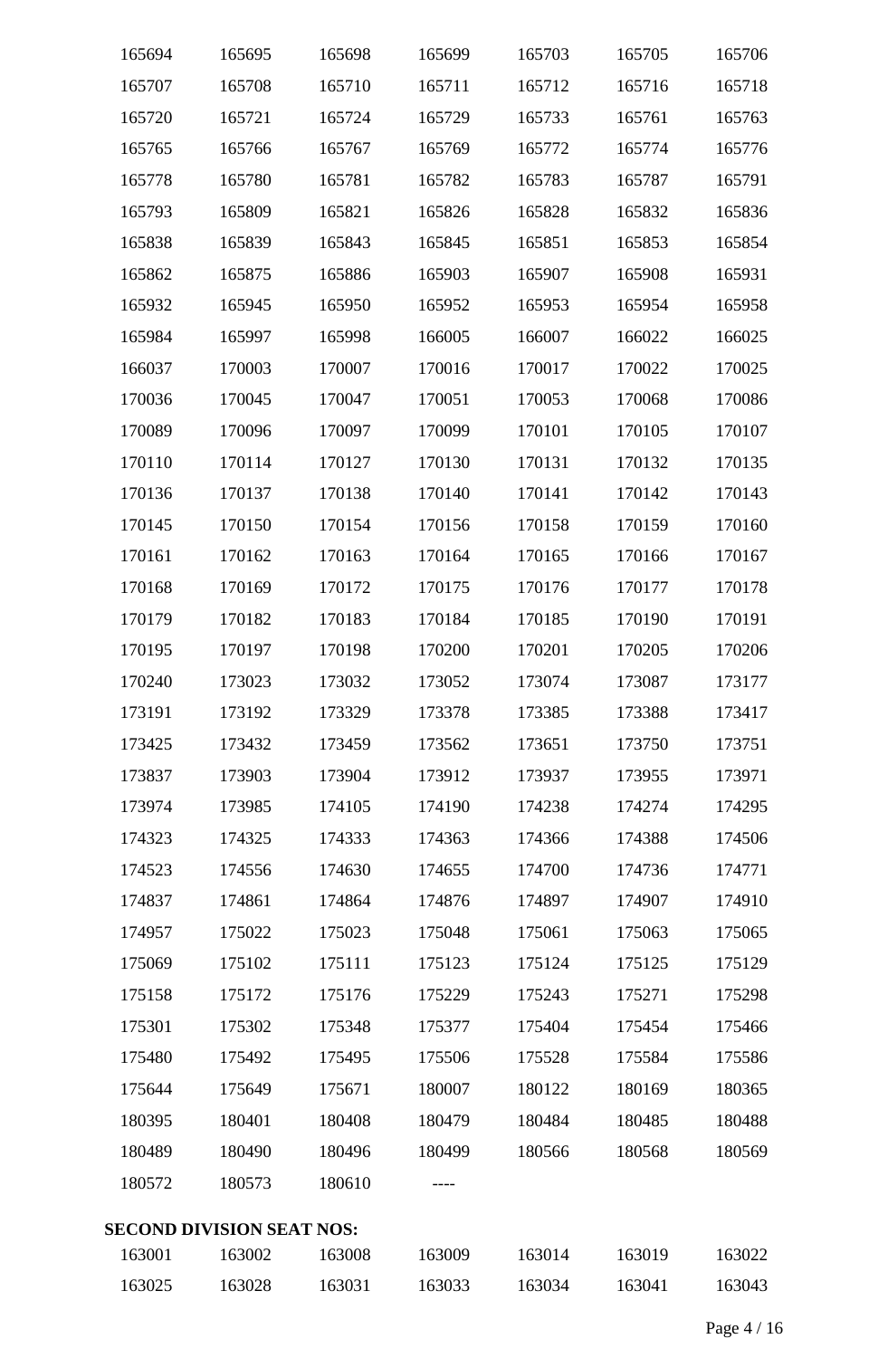| | | | | | | |
|---|---|---|---|---|---|---|
| 165694 | 165695 | 165698 | 165699 | 165703 | 165705 | 165706 |
| 165707 | 165708 | 165710 | 165711 | 165712 | 165716 | 165718 |
| 165720 | 165721 | 165724 | 165729 | 165733 | 165761 | 165763 |
| 165765 | 165766 | 165767 | 165769 | 165772 | 165774 | 165776 |
| 165778 | 165780 | 165781 | 165782 | 165783 | 165787 | 165791 |
| 165793 | 165809 | 165821 | 165826 | 165828 | 165832 | 165836 |
| 165838 | 165839 | 165843 | 165845 | 165851 | 165853 | 165854 |
| 165862 | 165875 | 165886 | 165903 | 165907 | 165908 | 165931 |
| 165932 | 165945 | 165950 | 165952 | 165953 | 165954 | 165958 |
| 165984 | 165997 | 165998 | 166005 | 166007 | 166022 | 166025 |
| 166037 | 170003 | 170007 | 170016 | 170017 | 170022 | 170025 |
| 170036 | 170045 | 170047 | 170051 | 170053 | 170068 | 170086 |
| 170089 | 170096 | 170097 | 170099 | 170101 | 170105 | 170107 |
| 170110 | 170114 | 170127 | 170130 | 170131 | 170132 | 170135 |
| 170136 | 170137 | 170138 | 170140 | 170141 | 170142 | 170143 |
| 170145 | 170150 | 170154 | 170156 | 170158 | 170159 | 170160 |
| 170161 | 170162 | 170163 | 170164 | 170165 | 170166 | 170167 |
| 170168 | 170169 | 170172 | 170175 | 170176 | 170177 | 170178 |
| 170179 | 170182 | 170183 | 170184 | 170185 | 170190 | 170191 |
| 170195 | 170197 | 170198 | 170200 | 170201 | 170205 | 170206 |
| 170240 | 173023 | 173032 | 173052 | 173074 | 173087 | 173177 |
| 173191 | 173192 | 173329 | 173378 | 173385 | 173388 | 173417 |
| 173425 | 173432 | 173459 | 173562 | 173651 | 173750 | 173751 |
| 173837 | 173903 | 173904 | 173912 | 173937 | 173955 | 173971 |
| 173974 | 173985 | 174105 | 174190 | 174238 | 174274 | 174295 |
| 174323 | 174325 | 174333 | 174363 | 174366 | 174388 | 174506 |
| 174523 | 174556 | 174630 | 174655 | 174700 | 174736 | 174771 |
| 174837 | 174861 | 174864 | 174876 | 174897 | 174907 | 174910 |
| 174957 | 175022 | 175023 | 175048 | 175061 | 175063 | 175065 |
| 175069 | 175102 | 175111 | 175123 | 175124 | 175125 | 175129 |
| 175158 | 175172 | 175176 | 175229 | 175243 | 175271 | 175298 |
| 175301 | 175302 | 175348 | 175377 | 175404 | 175454 | 175466 |
| 175480 | 175492 | 175495 | 175506 | 175528 | 175584 | 175586 |
| 175644 | 175649 | 175671 | 180007 | 180122 | 180169 | 180365 |
| 180395 | 180401 | 180408 | 180479 | 180484 | 180485 | 180488 |
| 180489 | 180490 | 180496 | 180499 | 180566 | 180568 | 180569 |
| 180572 | 180573 | 180610 | ---- | | | |

**SECOND DIVISION SEAT NOS:**

| | | | | | | |
|---|---|---|---|---|---|---|
| 163001 | 163002 | 163008 | 163009 | 163014 | 163019 | 163022 |
| 163025 | 163028 | 163031 | 163033 | 163034 | 163041 | 163043 |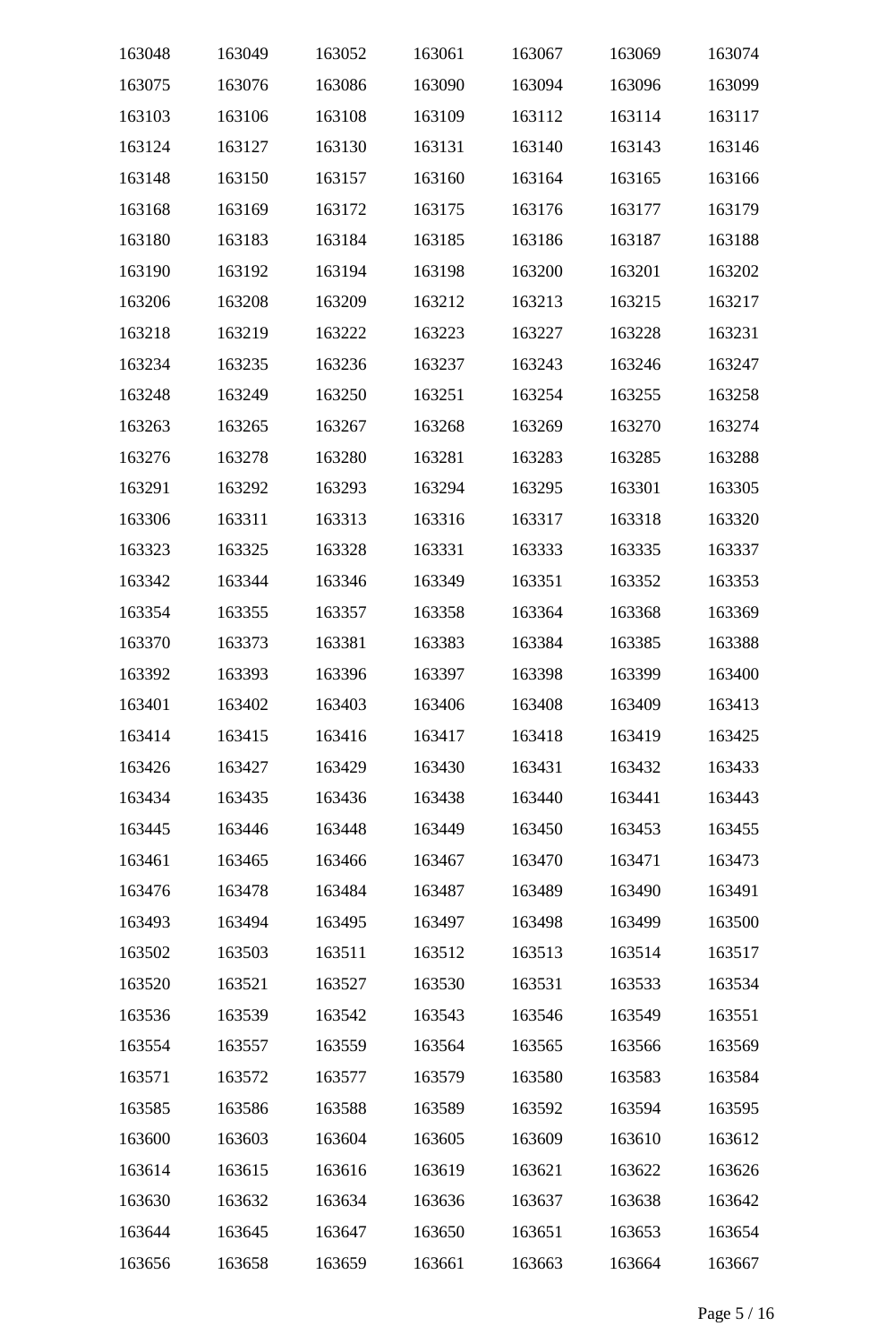| | | | | | | |
|---|---|---|---|---|---|---|
| 163048 | 163049 | 163052 | 163061 | 163067 | 163069 | 163074 |
| 163075 | 163076 | 163086 | 163090 | 163094 | 163096 | 163099 |
| 163103 | 163106 | 163108 | 163109 | 163112 | 163114 | 163117 |
| 163124 | 163127 | 163130 | 163131 | 163140 | 163143 | 163146 |
| 163148 | 163150 | 163157 | 163160 | 163164 | 163165 | 163166 |
| 163168 | 163169 | 163172 | 163175 | 163176 | 163177 | 163179 |
| 163180 | 163183 | 163184 | 163185 | 163186 | 163187 | 163188 |
| 163190 | 163192 | 163194 | 163198 | 163200 | 163201 | 163202 |
| 163206 | 163208 | 163209 | 163212 | 163213 | 163215 | 163217 |
| 163218 | 163219 | 163222 | 163223 | 163227 | 163228 | 163231 |
| 163234 | 163235 | 163236 | 163237 | 163243 | 163246 | 163247 |
| 163248 | 163249 | 163250 | 163251 | 163254 | 163255 | 163258 |
| 163263 | 163265 | 163267 | 163268 | 163269 | 163270 | 163274 |
| 163276 | 163278 | 163280 | 163281 | 163283 | 163285 | 163288 |
| 163291 | 163292 | 163293 | 163294 | 163295 | 163301 | 163305 |
| 163306 | 163311 | 163313 | 163316 | 163317 | 163318 | 163320 |
| 163323 | 163325 | 163328 | 163331 | 163333 | 163335 | 163337 |
| 163342 | 163344 | 163346 | 163349 | 163351 | 163352 | 163353 |
| 163354 | 163355 | 163357 | 163358 | 163364 | 163368 | 163369 |
| 163370 | 163373 | 163381 | 163383 | 163384 | 163385 | 163388 |
| 163392 | 163393 | 163396 | 163397 | 163398 | 163399 | 163400 |
| 163401 | 163402 | 163403 | 163406 | 163408 | 163409 | 163413 |
| 163414 | 163415 | 163416 | 163417 | 163418 | 163419 | 163425 |
| 163426 | 163427 | 163429 | 163430 | 163431 | 163432 | 163433 |
| 163434 | 163435 | 163436 | 163438 | 163440 | 163441 | 163443 |
| 163445 | 163446 | 163448 | 163449 | 163450 | 163453 | 163455 |
| 163461 | 163465 | 163466 | 163467 | 163470 | 163471 | 163473 |
| 163476 | 163478 | 163484 | 163487 | 163489 | 163490 | 163491 |
| 163493 | 163494 | 163495 | 163497 | 163498 | 163499 | 163500 |
| 163502 | 163503 | 163511 | 163512 | 163513 | 163514 | 163517 |
| 163520 | 163521 | 163527 | 163530 | 163531 | 163533 | 163534 |
| 163536 | 163539 | 163542 | 163543 | 163546 | 163549 | 163551 |
| 163554 | 163557 | 163559 | 163564 | 163565 | 163566 | 163569 |
| 163571 | 163572 | 163577 | 163579 | 163580 | 163583 | 163584 |
| 163585 | 163586 | 163588 | 163589 | 163592 | 163594 | 163595 |
| 163600 | 163603 | 163604 | 163605 | 163609 | 163610 | 163612 |
| 163614 | 163615 | 163616 | 163619 | 163621 | 163622 | 163626 |
| 163630 | 163632 | 163634 | 163636 | 163637 | 163638 | 163642 |
| 163644 | 163645 | 163647 | 163650 | 163651 | 163653 | 163654 |
| 163656 | 163658 | 163659 | 163661 | 163663 | 163664 | 163667 |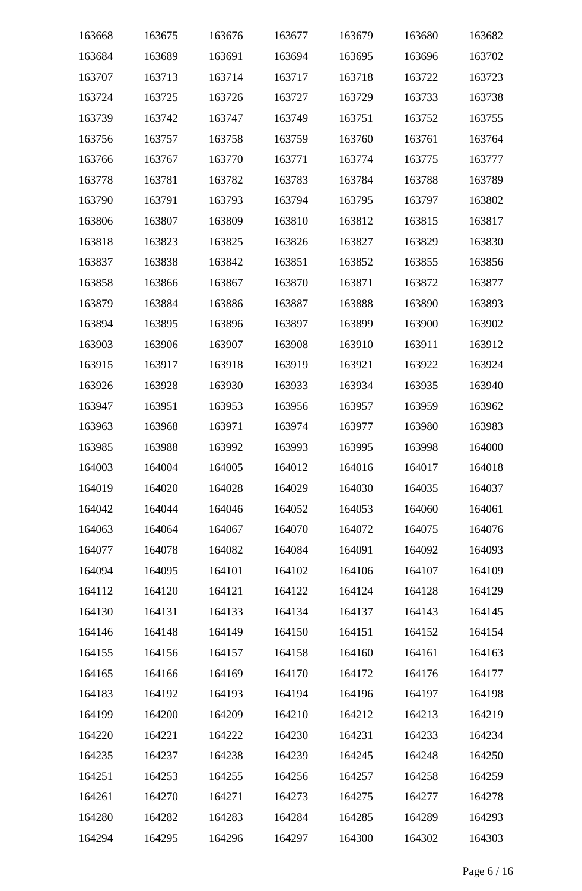| | | | | | | |
|---|---|---|---|---|---|---|
| 163668 | 163675 | 163676 | 163677 | 163679 | 163680 | 163682 |
| 163684 | 163689 | 163691 | 163694 | 163695 | 163696 | 163702 |
| 163707 | 163713 | 163714 | 163717 | 163718 | 163722 | 163723 |
| 163724 | 163725 | 163726 | 163727 | 163729 | 163733 | 163738 |
| 163739 | 163742 | 163747 | 163749 | 163751 | 163752 | 163755 |
| 163756 | 163757 | 163758 | 163759 | 163760 | 163761 | 163764 |
| 163766 | 163767 | 163770 | 163771 | 163774 | 163775 | 163777 |
| 163778 | 163781 | 163782 | 163783 | 163784 | 163788 | 163789 |
| 163790 | 163791 | 163793 | 163794 | 163795 | 163797 | 163802 |
| 163806 | 163807 | 163809 | 163810 | 163812 | 163815 | 163817 |
| 163818 | 163823 | 163825 | 163826 | 163827 | 163829 | 163830 |
| 163837 | 163838 | 163842 | 163851 | 163852 | 163855 | 163856 |
| 163858 | 163866 | 163867 | 163870 | 163871 | 163872 | 163877 |
| 163879 | 163884 | 163886 | 163887 | 163888 | 163890 | 163893 |
| 163894 | 163895 | 163896 | 163897 | 163899 | 163900 | 163902 |
| 163903 | 163906 | 163907 | 163908 | 163910 | 163911 | 163912 |
| 163915 | 163917 | 163918 | 163919 | 163921 | 163922 | 163924 |
| 163926 | 163928 | 163930 | 163933 | 163934 | 163935 | 163940 |
| 163947 | 163951 | 163953 | 163956 | 163957 | 163959 | 163962 |
| 163963 | 163968 | 163971 | 163974 | 163977 | 163980 | 163983 |
| 163985 | 163988 | 163992 | 163993 | 163995 | 163998 | 164000 |
| 164003 | 164004 | 164005 | 164012 | 164016 | 164017 | 164018 |
| 164019 | 164020 | 164028 | 164029 | 164030 | 164035 | 164037 |
| 164042 | 164044 | 164046 | 164052 | 164053 | 164060 | 164061 |
| 164063 | 164064 | 164067 | 164070 | 164072 | 164075 | 164076 |
| 164077 | 164078 | 164082 | 164084 | 164091 | 164092 | 164093 |
| 164094 | 164095 | 164101 | 164102 | 164106 | 164107 | 164109 |
| 164112 | 164120 | 164121 | 164122 | 164124 | 164128 | 164129 |
| 164130 | 164131 | 164133 | 164134 | 164137 | 164143 | 164145 |
| 164146 | 164148 | 164149 | 164150 | 164151 | 164152 | 164154 |
| 164155 | 164156 | 164157 | 164158 | 164160 | 164161 | 164163 |
| 164165 | 164166 | 164169 | 164170 | 164172 | 164176 | 164177 |
| 164183 | 164192 | 164193 | 164194 | 164196 | 164197 | 164198 |
| 164199 | 164200 | 164209 | 164210 | 164212 | 164213 | 164219 |
| 164220 | 164221 | 164222 | 164230 | 164231 | 164233 | 164234 |
| 164235 | 164237 | 164238 | 164239 | 164245 | 164248 | 164250 |
| 164251 | 164253 | 164255 | 164256 | 164257 | 164258 | 164259 |
| 164261 | 164270 | 164271 | 164273 | 164275 | 164277 | 164278 |
| 164280 | 164282 | 164283 | 164284 | 164285 | 164289 | 164293 |
| 164294 | 164295 | 164296 | 164297 | 164300 | 164302 | 164303 |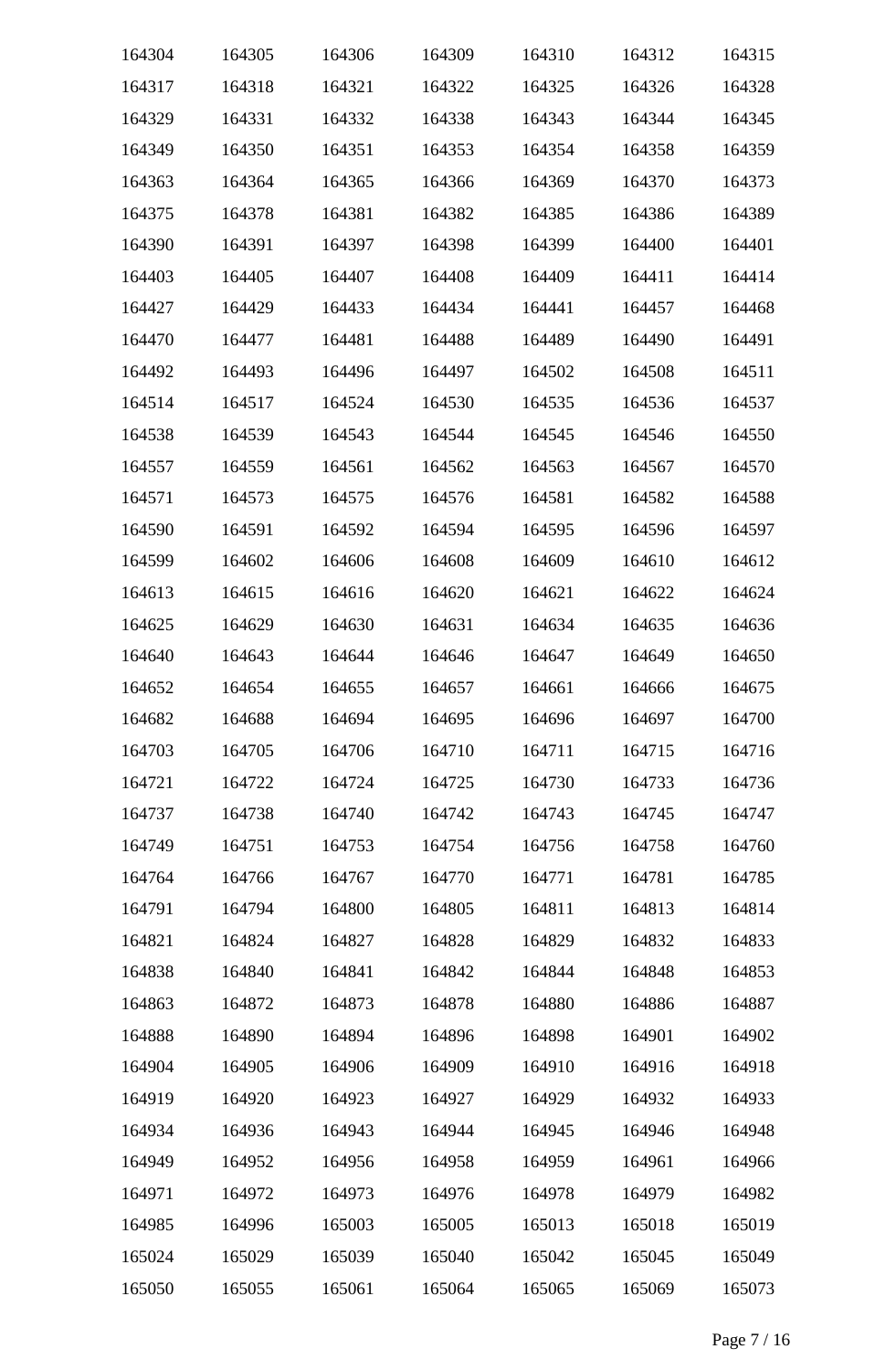| | | | | | | |
|---|---|---|---|---|---|---|
| 164304 | 164305 | 164306 | 164309 | 164310 | 164312 | 164315 |
| 164317 | 164318 | 164321 | 164322 | 164325 | 164326 | 164328 |
| 164329 | 164331 | 164332 | 164338 | 164343 | 164344 | 164345 |
| 164349 | 164350 | 164351 | 164353 | 164354 | 164358 | 164359 |
| 164363 | 164364 | 164365 | 164366 | 164369 | 164370 | 164373 |
| 164375 | 164378 | 164381 | 164382 | 164385 | 164386 | 164389 |
| 164390 | 164391 | 164397 | 164398 | 164399 | 164400 | 164401 |
| 164403 | 164405 | 164407 | 164408 | 164409 | 164411 | 164414 |
| 164427 | 164429 | 164433 | 164434 | 164441 | 164457 | 164468 |
| 164470 | 164477 | 164481 | 164488 | 164489 | 164490 | 164491 |
| 164492 | 164493 | 164496 | 164497 | 164502 | 164508 | 164511 |
| 164514 | 164517 | 164524 | 164530 | 164535 | 164536 | 164537 |
| 164538 | 164539 | 164543 | 164544 | 164545 | 164546 | 164550 |
| 164557 | 164559 | 164561 | 164562 | 164563 | 164567 | 164570 |
| 164571 | 164573 | 164575 | 164576 | 164581 | 164582 | 164588 |
| 164590 | 164591 | 164592 | 164594 | 164595 | 164596 | 164597 |
| 164599 | 164602 | 164606 | 164608 | 164609 | 164610 | 164612 |
| 164613 | 164615 | 164616 | 164620 | 164621 | 164622 | 164624 |
| 164625 | 164629 | 164630 | 164631 | 164634 | 164635 | 164636 |
| 164640 | 164643 | 164644 | 164646 | 164647 | 164649 | 164650 |
| 164652 | 164654 | 164655 | 164657 | 164661 | 164666 | 164675 |
| 164682 | 164688 | 164694 | 164695 | 164696 | 164697 | 164700 |
| 164703 | 164705 | 164706 | 164710 | 164711 | 164715 | 164716 |
| 164721 | 164722 | 164724 | 164725 | 164730 | 164733 | 164736 |
| 164737 | 164738 | 164740 | 164742 | 164743 | 164745 | 164747 |
| 164749 | 164751 | 164753 | 164754 | 164756 | 164758 | 164760 |
| 164764 | 164766 | 164767 | 164770 | 164771 | 164781 | 164785 |
| 164791 | 164794 | 164800 | 164805 | 164811 | 164813 | 164814 |
| 164821 | 164824 | 164827 | 164828 | 164829 | 164832 | 164833 |
| 164838 | 164840 | 164841 | 164842 | 164844 | 164848 | 164853 |
| 164863 | 164872 | 164873 | 164878 | 164880 | 164886 | 164887 |
| 164888 | 164890 | 164894 | 164896 | 164898 | 164901 | 164902 |
| 164904 | 164905 | 164906 | 164909 | 164910 | 164916 | 164918 |
| 164919 | 164920 | 164923 | 164927 | 164929 | 164932 | 164933 |
| 164934 | 164936 | 164943 | 164944 | 164945 | 164946 | 164948 |
| 164949 | 164952 | 164956 | 164958 | 164959 | 164961 | 164966 |
| 164971 | 164972 | 164973 | 164976 | 164978 | 164979 | 164982 |
| 164985 | 164996 | 165003 | 165005 | 165013 | 165018 | 165019 |
| 165024 | 165029 | 165039 | 165040 | 165042 | 165045 | 165049 |
| 165050 | 165055 | 165061 | 165064 | 165065 | 165069 | 165073 |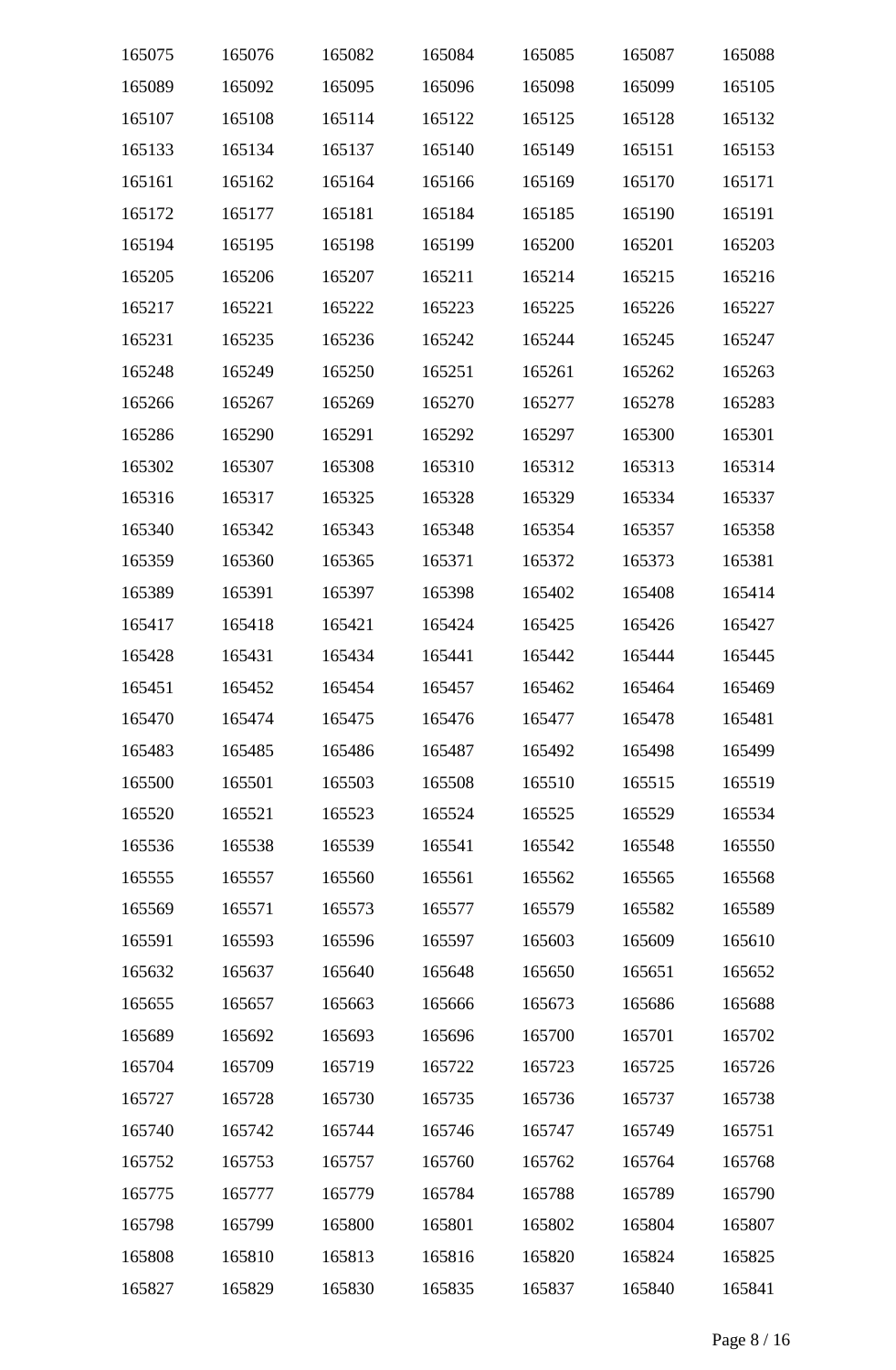| | | | | | | |
|---|---|---|---|---|---|---|
| 165075 | 165076 | 165082 | 165084 | 165085 | 165087 | 165088 |
| 165089 | 165092 | 165095 | 165096 | 165098 | 165099 | 165105 |
| 165107 | 165108 | 165114 | 165122 | 165125 | 165128 | 165132 |
| 165133 | 165134 | 165137 | 165140 | 165149 | 165151 | 165153 |
| 165161 | 165162 | 165164 | 165166 | 165169 | 165170 | 165171 |
| 165172 | 165177 | 165181 | 165184 | 165185 | 165190 | 165191 |
| 165194 | 165195 | 165198 | 165199 | 165200 | 165201 | 165203 |
| 165205 | 165206 | 165207 | 165211 | 165214 | 165215 | 165216 |
| 165217 | 165221 | 165222 | 165223 | 165225 | 165226 | 165227 |
| 165231 | 165235 | 165236 | 165242 | 165244 | 165245 | 165247 |
| 165248 | 165249 | 165250 | 165251 | 165261 | 165262 | 165263 |
| 165266 | 165267 | 165269 | 165270 | 165277 | 165278 | 165283 |
| 165286 | 165290 | 165291 | 165292 | 165297 | 165300 | 165301 |
| 165302 | 165307 | 165308 | 165310 | 165312 | 165313 | 165314 |
| 165316 | 165317 | 165325 | 165328 | 165329 | 165334 | 165337 |
| 165340 | 165342 | 165343 | 165348 | 165354 | 165357 | 165358 |
| 165359 | 165360 | 165365 | 165371 | 165372 | 165373 | 165381 |
| 165389 | 165391 | 165397 | 165398 | 165402 | 165408 | 165414 |
| 165417 | 165418 | 165421 | 165424 | 165425 | 165426 | 165427 |
| 165428 | 165431 | 165434 | 165441 | 165442 | 165444 | 165445 |
| 165451 | 165452 | 165454 | 165457 | 165462 | 165464 | 165469 |
| 165470 | 165474 | 165475 | 165476 | 165477 | 165478 | 165481 |
| 165483 | 165485 | 165486 | 165487 | 165492 | 165498 | 165499 |
| 165500 | 165501 | 165503 | 165508 | 165510 | 165515 | 165519 |
| 165520 | 165521 | 165523 | 165524 | 165525 | 165529 | 165534 |
| 165536 | 165538 | 165539 | 165541 | 165542 | 165548 | 165550 |
| 165555 | 165557 | 165560 | 165561 | 165562 | 165565 | 165568 |
| 165569 | 165571 | 165573 | 165577 | 165579 | 165582 | 165589 |
| 165591 | 165593 | 165596 | 165597 | 165603 | 165609 | 165610 |
| 165632 | 165637 | 165640 | 165648 | 165650 | 165651 | 165652 |
| 165655 | 165657 | 165663 | 165666 | 165673 | 165686 | 165688 |
| 165689 | 165692 | 165693 | 165696 | 165700 | 165701 | 165702 |
| 165704 | 165709 | 165719 | 165722 | 165723 | 165725 | 165726 |
| 165727 | 165728 | 165730 | 165735 | 165736 | 165737 | 165738 |
| 165740 | 165742 | 165744 | 165746 | 165747 | 165749 | 165751 |
| 165752 | 165753 | 165757 | 165760 | 165762 | 165764 | 165768 |
| 165775 | 165777 | 165779 | 165784 | 165788 | 165789 | 165790 |
| 165798 | 165799 | 165800 | 165801 | 165802 | 165804 | 165807 |
| 165808 | 165810 | 165813 | 165816 | 165820 | 165824 | 165825 |
| 165827 | 165829 | 165830 | 165835 | 165837 | 165840 | 165841 |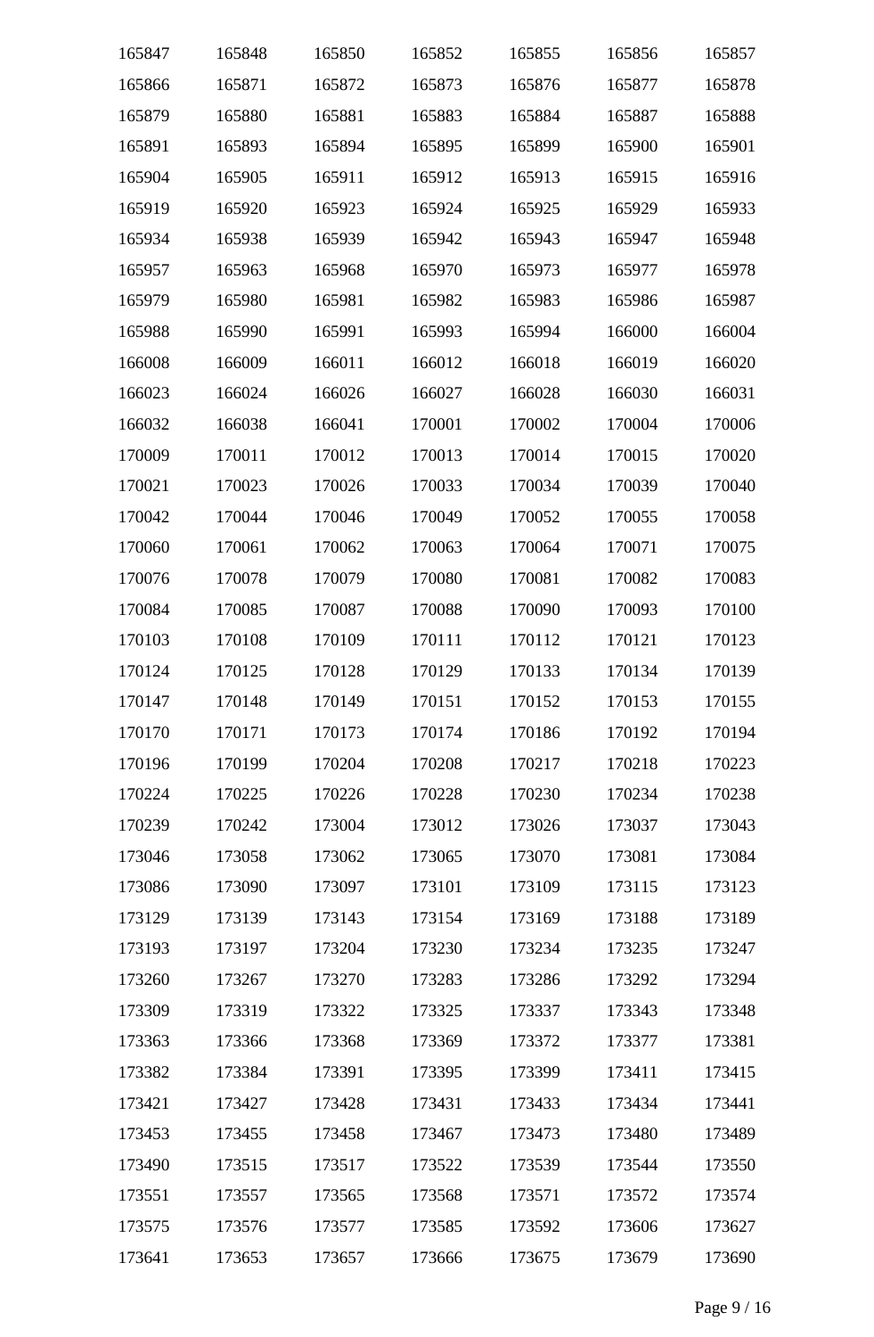| | | | | | | |
|---|---|---|---|---|---|---|
| 165847 | 165848 | 165850 | 165852 | 165855 | 165856 | 165857 |
| 165866 | 165871 | 165872 | 165873 | 165876 | 165877 | 165878 |
| 165879 | 165880 | 165881 | 165883 | 165884 | 165887 | 165888 |
| 165891 | 165893 | 165894 | 165895 | 165899 | 165900 | 165901 |
| 165904 | 165905 | 165911 | 165912 | 165913 | 165915 | 165916 |
| 165919 | 165920 | 165923 | 165924 | 165925 | 165929 | 165933 |
| 165934 | 165938 | 165939 | 165942 | 165943 | 165947 | 165948 |
| 165957 | 165963 | 165968 | 165970 | 165973 | 165977 | 165978 |
| 165979 | 165980 | 165981 | 165982 | 165983 | 165986 | 165987 |
| 165988 | 165990 | 165991 | 165993 | 165994 | 166000 | 166004 |
| 166008 | 166009 | 166011 | 166012 | 166018 | 166019 | 166020 |
| 166023 | 166024 | 166026 | 166027 | 166028 | 166030 | 166031 |
| 166032 | 166038 | 166041 | 170001 | 170002 | 170004 | 170006 |
| 170009 | 170011 | 170012 | 170013 | 170014 | 170015 | 170020 |
| 170021 | 170023 | 170026 | 170033 | 170034 | 170039 | 170040 |
| 170042 | 170044 | 170046 | 170049 | 170052 | 170055 | 170058 |
| 170060 | 170061 | 170062 | 170063 | 170064 | 170071 | 170075 |
| 170076 | 170078 | 170079 | 170080 | 170081 | 170082 | 170083 |
| 170084 | 170085 | 170087 | 170088 | 170090 | 170093 | 170100 |
| 170103 | 170108 | 170109 | 170111 | 170112 | 170121 | 170123 |
| 170124 | 170125 | 170128 | 170129 | 170133 | 170134 | 170139 |
| 170147 | 170148 | 170149 | 170151 | 170152 | 170153 | 170155 |
| 170170 | 170171 | 170173 | 170174 | 170186 | 170192 | 170194 |
| 170196 | 170199 | 170204 | 170208 | 170217 | 170218 | 170223 |
| 170224 | 170225 | 170226 | 170228 | 170230 | 170234 | 170238 |
| 170239 | 170242 | 173004 | 173012 | 173026 | 173037 | 173043 |
| 173046 | 173058 | 173062 | 173065 | 173070 | 173081 | 173084 |
| 173086 | 173090 | 173097 | 173101 | 173109 | 173115 | 173123 |
| 173129 | 173139 | 173143 | 173154 | 173169 | 173188 | 173189 |
| 173193 | 173197 | 173204 | 173230 | 173234 | 173235 | 173247 |
| 173260 | 173267 | 173270 | 173283 | 173286 | 173292 | 173294 |
| 173309 | 173319 | 173322 | 173325 | 173337 | 173343 | 173348 |
| 173363 | 173366 | 173368 | 173369 | 173372 | 173377 | 173381 |
| 173382 | 173384 | 173391 | 173395 | 173399 | 173411 | 173415 |
| 173421 | 173427 | 173428 | 173431 | 173433 | 173434 | 173441 |
| 173453 | 173455 | 173458 | 173467 | 173473 | 173480 | 173489 |
| 173490 | 173515 | 173517 | 173522 | 173539 | 173544 | 173550 |
| 173551 | 173557 | 173565 | 173568 | 173571 | 173572 | 173574 |
| 173575 | 173576 | 173577 | 173585 | 173592 | 173606 | 173627 |
| 173641 | 173653 | 173657 | 173666 | 173675 | 173679 | 173690 |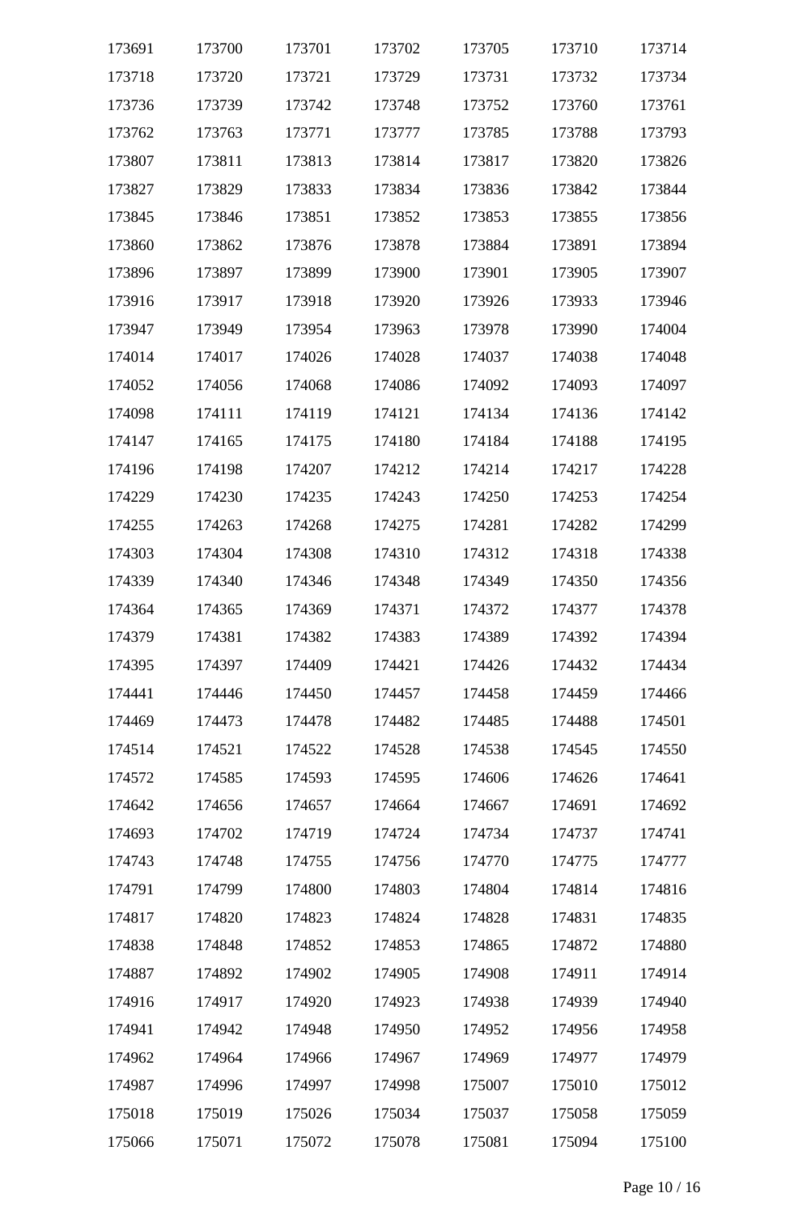| | | | | | | |
|---|---|---|---|---|---|---|
| 173691 | 173700 | 173701 | 173702 | 173705 | 173710 | 173714 |
| 173718 | 173720 | 173721 | 173729 | 173731 | 173732 | 173734 |
| 173736 | 173739 | 173742 | 173748 | 173752 | 173760 | 173761 |
| 173762 | 173763 | 173771 | 173777 | 173785 | 173788 | 173793 |
| 173807 | 173811 | 173813 | 173814 | 173817 | 173820 | 173826 |
| 173827 | 173829 | 173833 | 173834 | 173836 | 173842 | 173844 |
| 173845 | 173846 | 173851 | 173852 | 173853 | 173855 | 173856 |
| 173860 | 173862 | 173876 | 173878 | 173884 | 173891 | 173894 |
| 173896 | 173897 | 173899 | 173900 | 173901 | 173905 | 173907 |
| 173916 | 173917 | 173918 | 173920 | 173926 | 173933 | 173946 |
| 173947 | 173949 | 173954 | 173963 | 173978 | 173990 | 174004 |
| 174014 | 174017 | 174026 | 174028 | 174037 | 174038 | 174048 |
| 174052 | 174056 | 174068 | 174086 | 174092 | 174093 | 174097 |
| 174098 | 174111 | 174119 | 174121 | 174134 | 174136 | 174142 |
| 174147 | 174165 | 174175 | 174180 | 174184 | 174188 | 174195 |
| 174196 | 174198 | 174207 | 174212 | 174214 | 174217 | 174228 |
| 174229 | 174230 | 174235 | 174243 | 174250 | 174253 | 174254 |
| 174255 | 174263 | 174268 | 174275 | 174281 | 174282 | 174299 |
| 174303 | 174304 | 174308 | 174310 | 174312 | 174318 | 174338 |
| 174339 | 174340 | 174346 | 174348 | 174349 | 174350 | 174356 |
| 174364 | 174365 | 174369 | 174371 | 174372 | 174377 | 174378 |
| 174379 | 174381 | 174382 | 174383 | 174389 | 174392 | 174394 |
| 174395 | 174397 | 174409 | 174421 | 174426 | 174432 | 174434 |
| 174441 | 174446 | 174450 | 174457 | 174458 | 174459 | 174466 |
| 174469 | 174473 | 174478 | 174482 | 174485 | 174488 | 174501 |
| 174514 | 174521 | 174522 | 174528 | 174538 | 174545 | 174550 |
| 174572 | 174585 | 174593 | 174595 | 174606 | 174626 | 174641 |
| 174642 | 174656 | 174657 | 174664 | 174667 | 174691 | 174692 |
| 174693 | 174702 | 174719 | 174724 | 174734 | 174737 | 174741 |
| 174743 | 174748 | 174755 | 174756 | 174770 | 174775 | 174777 |
| 174791 | 174799 | 174800 | 174803 | 174804 | 174814 | 174816 |
| 174817 | 174820 | 174823 | 174824 | 174828 | 174831 | 174835 |
| 174838 | 174848 | 174852 | 174853 | 174865 | 174872 | 174880 |
| 174887 | 174892 | 174902 | 174905 | 174908 | 174911 | 174914 |
| 174916 | 174917 | 174920 | 174923 | 174938 | 174939 | 174940 |
| 174941 | 174942 | 174948 | 174950 | 174952 | 174956 | 174958 |
| 174962 | 174964 | 174966 | 174967 | 174969 | 174977 | 174979 |
| 174987 | 174996 | 174997 | 174998 | 175007 | 175010 | 175012 |
| 175018 | 175019 | 175026 | 175034 | 175037 | 175058 | 175059 |
| 175066 | 175071 | 175072 | 175078 | 175081 | 175094 | 175100 |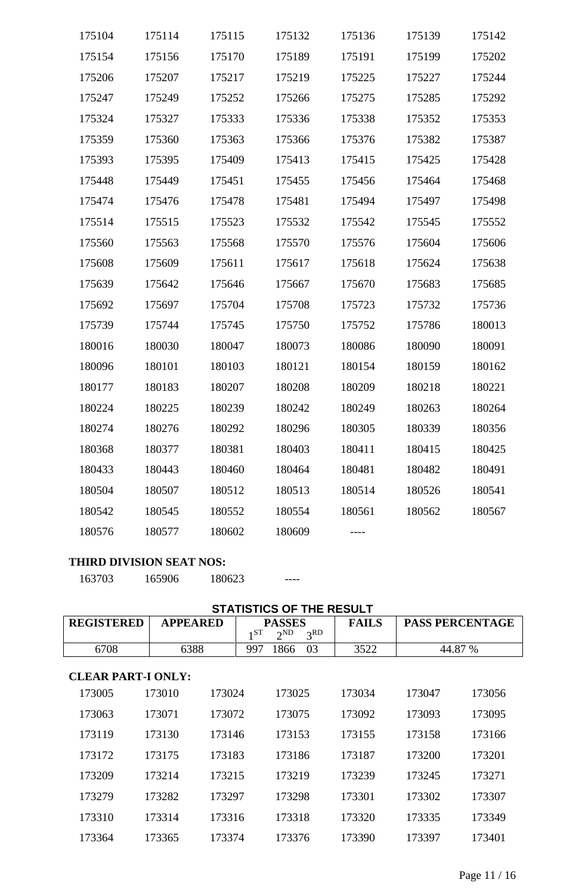| | | | | | | |
|---|---|---|---|---|---|---|
| 175104 | 175114 | 175115 | 175132 | 175136 | 175139 | 175142 |
| 175154 | 175156 | 175170 | 175189 | 175191 | 175199 | 175202 |
| 175206 | 175207 | 175217 | 175219 | 175225 | 175227 | 175244 |
| 175247 | 175249 | 175252 | 175266 | 175275 | 175285 | 175292 |
| 175324 | 175327 | 175333 | 175336 | 175338 | 175352 | 175353 |
| 175359 | 175360 | 175363 | 175366 | 175376 | 175382 | 175387 |
| 175393 | 175395 | 175409 | 175413 | 175415 | 175425 | 175428 |
| 175448 | 175449 | 175451 | 175455 | 175456 | 175464 | 175468 |
| 175474 | 175476 | 175478 | 175481 | 175494 | 175497 | 175498 |
| 175514 | 175515 | 175523 | 175532 | 175542 | 175545 | 175552 |
| 175560 | 175563 | 175568 | 175570 | 175576 | 175604 | 175606 |
| 175608 | 175609 | 175611 | 175617 | 175618 | 175624 | 175638 |
| 175639 | 175642 | 175646 | 175667 | 175670 | 175683 | 175685 |
| 175692 | 175697 | 175704 | 175708 | 175723 | 175732 | 175736 |
| 175739 | 175744 | 175745 | 175750 | 175752 | 175786 | 180013 |
| 180016 | 180030 | 180047 | 180073 | 180086 | 180090 | 180091 |
| 180096 | 180101 | 180103 | 180121 | 180154 | 180159 | 180162 |
| 180177 | 180183 | 180207 | 180208 | 180209 | 180218 | 180221 |
| 180224 | 180225 | 180239 | 180242 | 180249 | 180263 | 180264 |
| 180274 | 180276 | 180292 | 180296 | 180305 | 180339 | 180356 |
| 180368 | 180377 | 180381 | 180403 | 180411 | 180415 | 180425 |
| 180433 | 180443 | 180460 | 180464 | 180481 | 180482 | 180491 |
| 180504 | 180507 | 180512 | 180513 | 180514 | 180526 | 180541 |
| 180542 | 180545 | 180552 | 180554 | 180561 | 180562 | 180567 |
| 180576 | 180577 | 180602 | 180609 | ---- | | |

**THIRD DIVISION SEAT NOS:**

163703 165906 180623 ----

**STATISTICS OF THE RESULT**

| REGISTERED | APPEARED | PASSES | | | FAILS | PASS PERCENTAGE |
|---|---|---|---|---|---|---|
| | | 1ST | 2ND | 3RD | | |
| 6708 | 6388 | 997 | 1866 | 03 | 3522 | 44.87 % |

**CLEAR PART-I ONLY:**

| | | | | | | |
|---|---|---|---|---|---|---|
| 173005 | 173010 | 173024 | 173025 | 173034 | 173047 | 173056 |
| 173063 | 173071 | 173072 | 173075 | 173092 | 173093 | 173095 |
| 173119 | 173130 | 173146 | 173153 | 173155 | 173158 | 173166 |
| 173172 | 173175 | 173183 | 173186 | 173187 | 173200 | 173201 |
| 173209 | 173214 | 173215 | 173219 | 173239 | 173245 | 173271 |
| 173279 | 173282 | 173297 | 173298 | 173301 | 173302 | 173307 |
| 173310 | 173314 | 173316 | 173318 | 173320 | 173335 | 173349 |
| 173364 | 173365 | 173374 | 173376 | 173390 | 173397 | 173401 |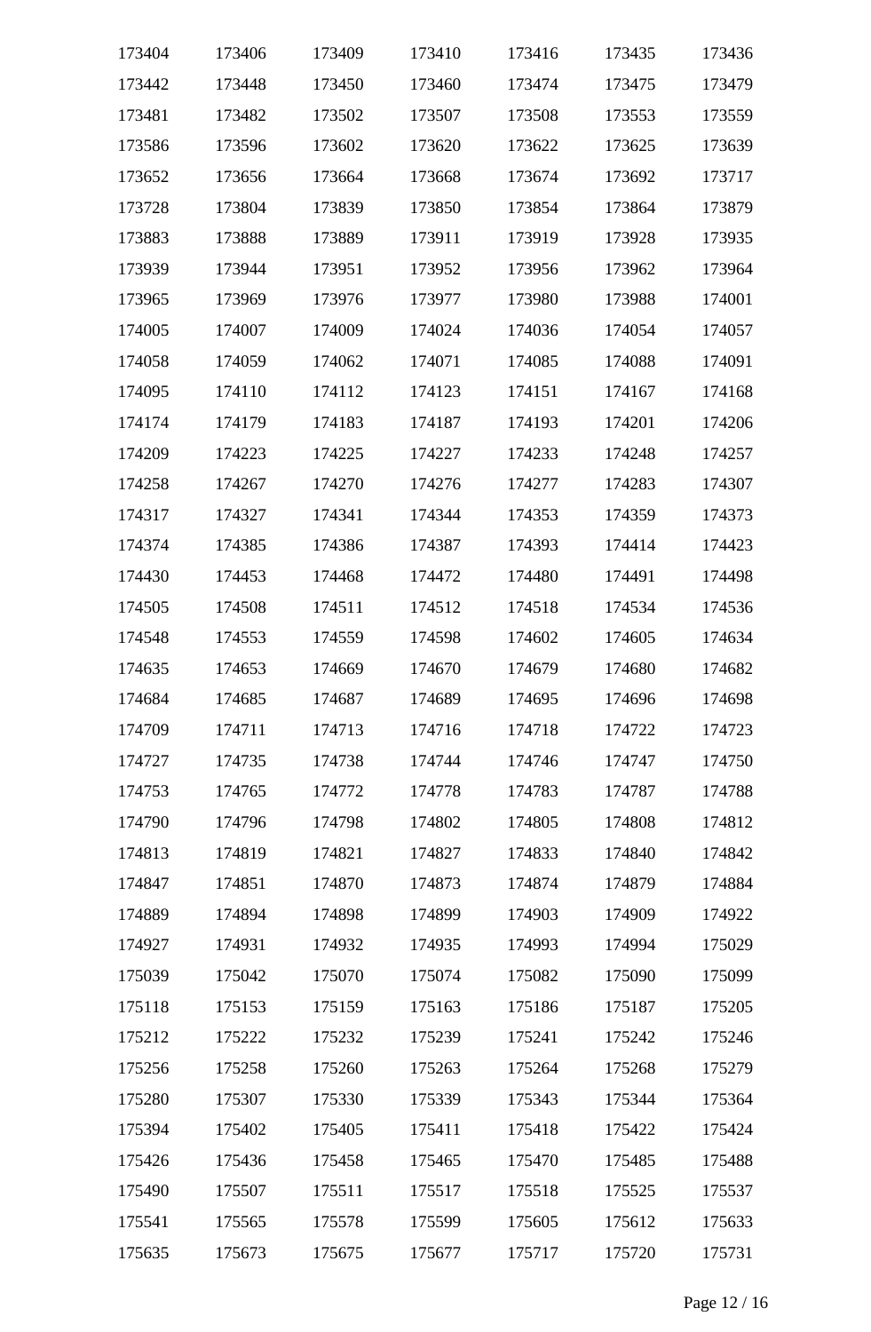| | | | | | | |
|---|---|---|---|---|---|---|
| 173404 | 173406 | 173409 | 173410 | 173416 | 173435 | 173436 |
| 173442 | 173448 | 173450 | 173460 | 173474 | 173475 | 173479 |
| 173481 | 173482 | 173502 | 173507 | 173508 | 173553 | 173559 |
| 173586 | 173596 | 173602 | 173620 | 173622 | 173625 | 173639 |
| 173652 | 173656 | 173664 | 173668 | 173674 | 173692 | 173717 |
| 173728 | 173804 | 173839 | 173850 | 173854 | 173864 | 173879 |
| 173883 | 173888 | 173889 | 173911 | 173919 | 173928 | 173935 |
| 173939 | 173944 | 173951 | 173952 | 173956 | 173962 | 173964 |
| 173965 | 173969 | 173976 | 173977 | 173980 | 173988 | 174001 |
| 174005 | 174007 | 174009 | 174024 | 174036 | 174054 | 174057 |
| 174058 | 174059 | 174062 | 174071 | 174085 | 174088 | 174091 |
| 174095 | 174110 | 174112 | 174123 | 174151 | 174167 | 174168 |
| 174174 | 174179 | 174183 | 174187 | 174193 | 174201 | 174206 |
| 174209 | 174223 | 174225 | 174227 | 174233 | 174248 | 174257 |
| 174258 | 174267 | 174270 | 174276 | 174277 | 174283 | 174307 |
| 174317 | 174327 | 174341 | 174344 | 174353 | 174359 | 174373 |
| 174374 | 174385 | 174386 | 174387 | 174393 | 174414 | 174423 |
| 174430 | 174453 | 174468 | 174472 | 174480 | 174491 | 174498 |
| 174505 | 174508 | 174511 | 174512 | 174518 | 174534 | 174536 |
| 174548 | 174553 | 174559 | 174598 | 174602 | 174605 | 174634 |
| 174635 | 174653 | 174669 | 174670 | 174679 | 174680 | 174682 |
| 174684 | 174685 | 174687 | 174689 | 174695 | 174696 | 174698 |
| 174709 | 174711 | 174713 | 174716 | 174718 | 174722 | 174723 |
| 174727 | 174735 | 174738 | 174744 | 174746 | 174747 | 174750 |
| 174753 | 174765 | 174772 | 174778 | 174783 | 174787 | 174788 |
| 174790 | 174796 | 174798 | 174802 | 174805 | 174808 | 174812 |
| 174813 | 174819 | 174821 | 174827 | 174833 | 174840 | 174842 |
| 174847 | 174851 | 174870 | 174873 | 174874 | 174879 | 174884 |
| 174889 | 174894 | 174898 | 174899 | 174903 | 174909 | 174922 |
| 174927 | 174931 | 174932 | 174935 | 174993 | 174994 | 175029 |
| 175039 | 175042 | 175070 | 175074 | 175082 | 175090 | 175099 |
| 175118 | 175153 | 175159 | 175163 | 175186 | 175187 | 175205 |
| 175212 | 175222 | 175232 | 175239 | 175241 | 175242 | 175246 |
| 175256 | 175258 | 175260 | 175263 | 175264 | 175268 | 175279 |
| 175280 | 175307 | 175330 | 175339 | 175343 | 175344 | 175364 |
| 175394 | 175402 | 175405 | 175411 | 175418 | 175422 | 175424 |
| 175426 | 175436 | 175458 | 175465 | 175470 | 175485 | 175488 |
| 175490 | 175507 | 175511 | 175517 | 175518 | 175525 | 175537 |
| 175541 | 175565 | 175578 | 175599 | 175605 | 175612 | 175633 |
| 175635 | 175673 | 175675 | 175677 | 175717 | 175720 | 175731 |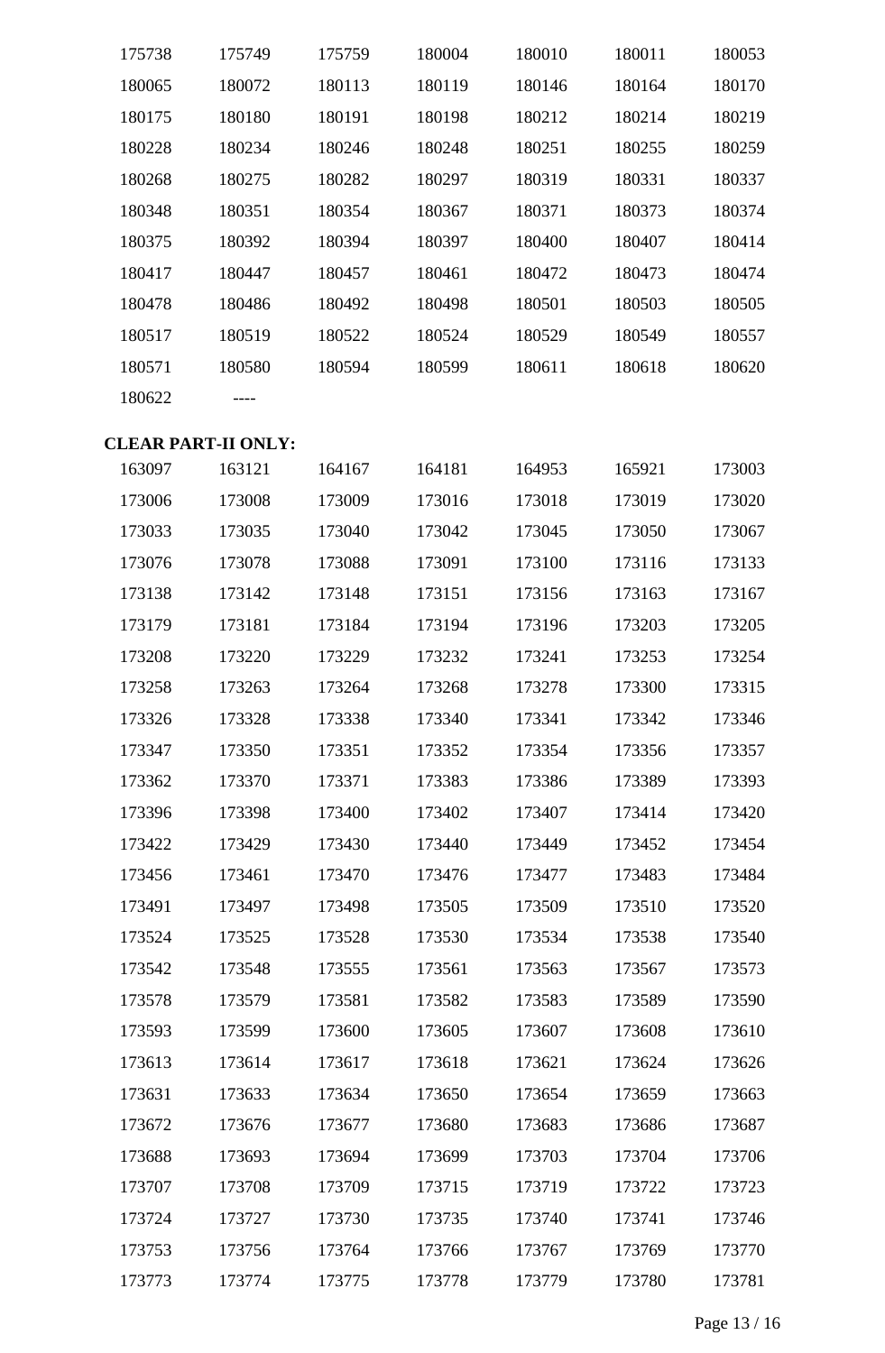| | | | | | | |
|---|---|---|---|---|---|---|
| 175738 | 175749 | 175759 | 180004 | 180010 | 180011 | 180053 |
| 180065 | 180072 | 180113 | 180119 | 180146 | 180164 | 180170 |
| 180175 | 180180 | 180191 | 180198 | 180212 | 180214 | 180219 |
| 180228 | 180234 | 180246 | 180248 | 180251 | 180255 | 180259 |
| 180268 | 180275 | 180282 | 180297 | 180319 | 180331 | 180337 |
| 180348 | 180351 | 180354 | 180367 | 180371 | 180373 | 180374 |
| 180375 | 180392 | 180394 | 180397 | 180400 | 180407 | 180414 |
| 180417 | 180447 | 180457 | 180461 | 180472 | 180473 | 180474 |
| 180478 | 180486 | 180492 | 180498 | 180501 | 180503 | 180505 |
| 180517 | 180519 | 180522 | 180524 | 180529 | 180549 | 180557 |
| 180571 | 180580 | 180594 | 180599 | 180611 | 180618 | 180620 |
| 180622 | ---- | | | | | |

**CLEAR PART-II ONLY:**

| | | | | | | |
|---|---|---|---|---|---|---|
| 163097 | 163121 | 164167 | 164181 | 164953 | 165921 | 173003 |
| 173006 | 173008 | 173009 | 173016 | 173018 | 173019 | 173020 |
| 173033 | 173035 | 173040 | 173042 | 173045 | 173050 | 173067 |
| 173076 | 173078 | 173088 | 173091 | 173100 | 173116 | 173133 |
| 173138 | 173142 | 173148 | 173151 | 173156 | 173163 | 173167 |
| 173179 | 173181 | 173184 | 173194 | 173196 | 173203 | 173205 |
| 173208 | 173220 | 173229 | 173232 | 173241 | 173253 | 173254 |
| 173258 | 173263 | 173264 | 173268 | 173278 | 173300 | 173315 |
| 173326 | 173328 | 173338 | 173340 | 173341 | 173342 | 173346 |
| 173347 | 173350 | 173351 | 173352 | 173354 | 173356 | 173357 |
| 173362 | 173370 | 173371 | 173383 | 173386 | 173389 | 173393 |
| 173396 | 173398 | 173400 | 173402 | 173407 | 173414 | 173420 |
| 173422 | 173429 | 173430 | 173440 | 173449 | 173452 | 173454 |
| 173456 | 173461 | 173470 | 173476 | 173477 | 173483 | 173484 |
| 173491 | 173497 | 173498 | 173505 | 173509 | 173510 | 173520 |
| 173524 | 173525 | 173528 | 173530 | 173534 | 173538 | 173540 |
| 173542 | 173548 | 173555 | 173561 | 173563 | 173567 | 173573 |
| 173578 | 173579 | 173581 | 173582 | 173583 | 173589 | 173590 |
| 173593 | 173599 | 173600 | 173605 | 173607 | 173608 | 173610 |
| 173613 | 173614 | 173617 | 173618 | 173621 | 173624 | 173626 |
| 173631 | 173633 | 173634 | 173650 | 173654 | 173659 | 173663 |
| 173672 | 173676 | 173677 | 173680 | 173683 | 173686 | 173687 |
| 173688 | 173693 | 173694 | 173699 | 173703 | 173704 | 173706 |
| 173707 | 173708 | 173709 | 173715 | 173719 | 173722 | 173723 |
| 173724 | 173727 | 173730 | 173735 | 173740 | 173741 | 173746 |
| 173753 | 173756 | 173764 | 173766 | 173767 | 173769 | 173770 |
| 173773 | 173774 | 173775 | 173778 | 173779 | 173780 | 173781 |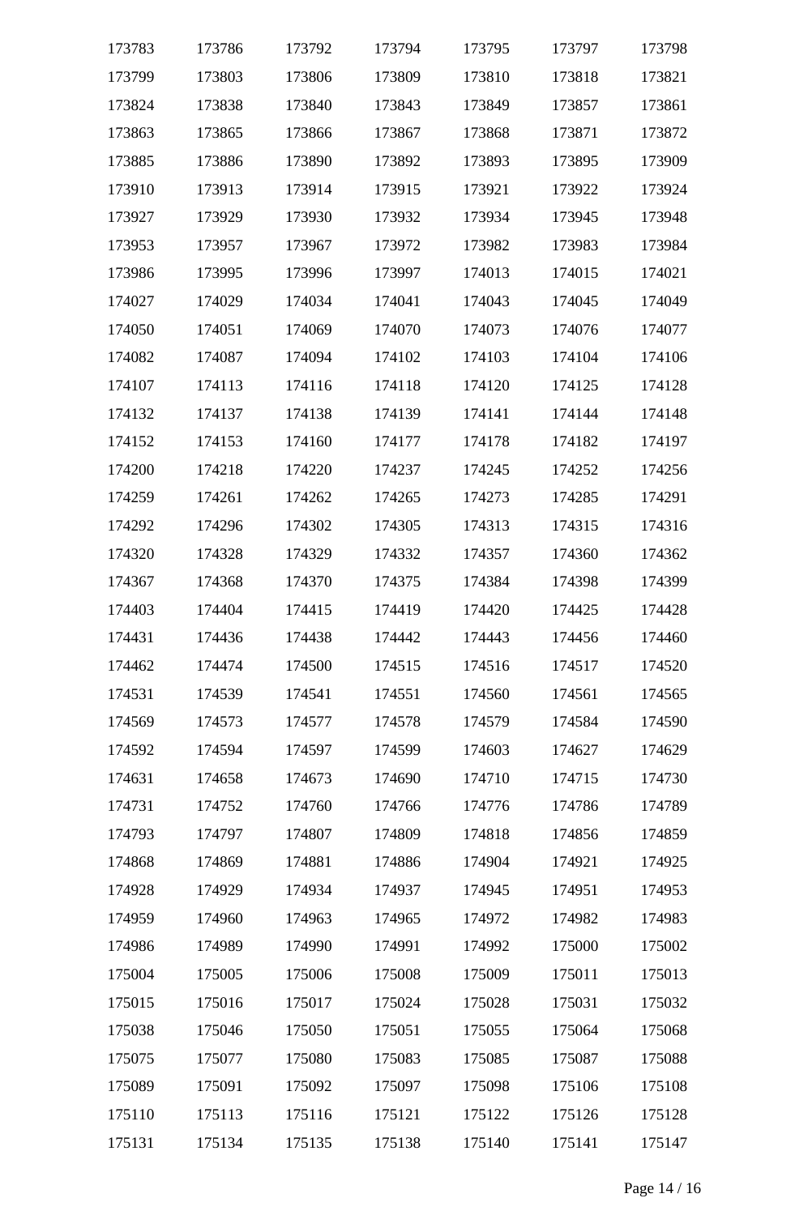| | | | | | | |
|---|---|---|---|---|---|---|
| 173783 | 173786 | 173792 | 173794 | 173795 | 173797 | 173798 |
| 173799 | 173803 | 173806 | 173809 | 173810 | 173818 | 173821 |
| 173824 | 173838 | 173840 | 173843 | 173849 | 173857 | 173861 |
| 173863 | 173865 | 173866 | 173867 | 173868 | 173871 | 173872 |
| 173885 | 173886 | 173890 | 173892 | 173893 | 173895 | 173909 |
| 173910 | 173913 | 173914 | 173915 | 173921 | 173922 | 173924 |
| 173927 | 173929 | 173930 | 173932 | 173934 | 173945 | 173948 |
| 173953 | 173957 | 173967 | 173972 | 173982 | 173983 | 173984 |
| 173986 | 173995 | 173996 | 173997 | 174013 | 174015 | 174021 |
| 174027 | 174029 | 174034 | 174041 | 174043 | 174045 | 174049 |
| 174050 | 174051 | 174069 | 174070 | 174073 | 174076 | 174077 |
| 174082 | 174087 | 174094 | 174102 | 174103 | 174104 | 174106 |
| 174107 | 174113 | 174116 | 174118 | 174120 | 174125 | 174128 |
| 174132 | 174137 | 174138 | 174139 | 174141 | 174144 | 174148 |
| 174152 | 174153 | 174160 | 174177 | 174178 | 174182 | 174197 |
| 174200 | 174218 | 174220 | 174237 | 174245 | 174252 | 174256 |
| 174259 | 174261 | 174262 | 174265 | 174273 | 174285 | 174291 |
| 174292 | 174296 | 174302 | 174305 | 174313 | 174315 | 174316 |
| 174320 | 174328 | 174329 | 174332 | 174357 | 174360 | 174362 |
| 174367 | 174368 | 174370 | 174375 | 174384 | 174398 | 174399 |
| 174403 | 174404 | 174415 | 174419 | 174420 | 174425 | 174428 |
| 174431 | 174436 | 174438 | 174442 | 174443 | 174456 | 174460 |
| 174462 | 174474 | 174500 | 174515 | 174516 | 174517 | 174520 |
| 174531 | 174539 | 174541 | 174551 | 174560 | 174561 | 174565 |
| 174569 | 174573 | 174577 | 174578 | 174579 | 174584 | 174590 |
| 174592 | 174594 | 174597 | 174599 | 174603 | 174627 | 174629 |
| 174631 | 174658 | 174673 | 174690 | 174710 | 174715 | 174730 |
| 174731 | 174752 | 174760 | 174766 | 174776 | 174786 | 174789 |
| 174793 | 174797 | 174807 | 174809 | 174818 | 174856 | 174859 |
| 174868 | 174869 | 174881 | 174886 | 174904 | 174921 | 174925 |
| 174928 | 174929 | 174934 | 174937 | 174945 | 174951 | 174953 |
| 174959 | 174960 | 174963 | 174965 | 174972 | 174982 | 174983 |
| 174986 | 174989 | 174990 | 174991 | 174992 | 175000 | 175002 |
| 175004 | 175005 | 175006 | 175008 | 175009 | 175011 | 175013 |
| 175015 | 175016 | 175017 | 175024 | 175028 | 175031 | 175032 |
| 175038 | 175046 | 175050 | 175051 | 175055 | 175064 | 175068 |
| 175075 | 175077 | 175080 | 175083 | 175085 | 175087 | 175088 |
| 175089 | 175091 | 175092 | 175097 | 175098 | 175106 | 175108 |
| 175110 | 175113 | 175116 | 175121 | 175122 | 175126 | 175128 |
| 175131 | 175134 | 175135 | 175138 | 175140 | 175141 | 175147 |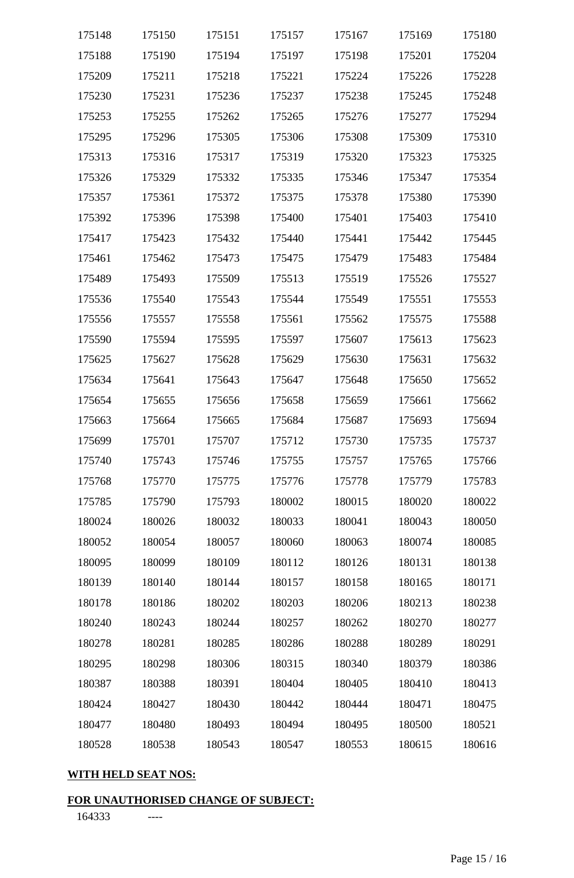| | | | | | | |
|---|---|---|---|---|---|---|
| 175148 | 175150 | 175151 | 175157 | 175167 | 175169 | 175180 |
| 175188 | 175190 | 175194 | 175197 | 175198 | 175201 | 175204 |
| 175209 | 175211 | 175218 | 175221 | 175224 | 175226 | 175228 |
| 175230 | 175231 | 175236 | 175237 | 175238 | 175245 | 175248 |
| 175253 | 175255 | 175262 | 175265 | 175276 | 175277 | 175294 |
| 175295 | 175296 | 175305 | 175306 | 175308 | 175309 | 175310 |
| 175313 | 175316 | 175317 | 175319 | 175320 | 175323 | 175325 |
| 175326 | 175329 | 175332 | 175335 | 175346 | 175347 | 175354 |
| 175357 | 175361 | 175372 | 175375 | 175378 | 175380 | 175390 |
| 175392 | 175396 | 175398 | 175400 | 175401 | 175403 | 175410 |
| 175417 | 175423 | 175432 | 175440 | 175441 | 175442 | 175445 |
| 175461 | 175462 | 175473 | 175475 | 175479 | 175483 | 175484 |
| 175489 | 175493 | 175509 | 175513 | 175519 | 175526 | 175527 |
| 175536 | 175540 | 175543 | 175544 | 175549 | 175551 | 175553 |
| 175556 | 175557 | 175558 | 175561 | 175562 | 175575 | 175588 |
| 175590 | 175594 | 175595 | 175597 | 175607 | 175613 | 175623 |
| 175625 | 175627 | 175628 | 175629 | 175630 | 175631 | 175632 |
| 175634 | 175641 | 175643 | 175647 | 175648 | 175650 | 175652 |
| 175654 | 175655 | 175656 | 175658 | 175659 | 175661 | 175662 |
| 175663 | 175664 | 175665 | 175684 | 175687 | 175693 | 175694 |
| 175699 | 175701 | 175707 | 175712 | 175730 | 175735 | 175737 |
| 175740 | 175743 | 175746 | 175755 | 175757 | 175765 | 175766 |
| 175768 | 175770 | 175775 | 175776 | 175778 | 175779 | 175783 |
| 175785 | 175790 | 175793 | 180002 | 180015 | 180020 | 180022 |
| 180024 | 180026 | 180032 | 180033 | 180041 | 180043 | 180050 |
| 180052 | 180054 | 180057 | 180060 | 180063 | 180074 | 180085 |
| 180095 | 180099 | 180109 | 180112 | 180126 | 180131 | 180138 |
| 180139 | 180140 | 180144 | 180157 | 180158 | 180165 | 180171 |
| 180178 | 180186 | 180202 | 180203 | 180206 | 180213 | 180238 |
| 180240 | 180243 | 180244 | 180257 | 180262 | 180270 | 180277 |
| 180278 | 180281 | 180285 | 180286 | 180288 | 180289 | 180291 |
| 180295 | 180298 | 180306 | 180315 | 180340 | 180379 | 180386 |
| 180387 | 180388 | 180391 | 180404 | 180405 | 180410 | 180413 |
| 180424 | 180427 | 180430 | 180442 | 180444 | 180471 | 180475 |
| 180477 | 180480 | 180493 | 180494 | 180495 | 180500 | 180521 |
| 180528 | 180538 | 180543 | 180547 | 180553 | 180615 | 180616 |

**WITH HELD SEAT NOS:**

**FOR UNAUTHORISED CHANGE OF SUBJECT:**

164333 ----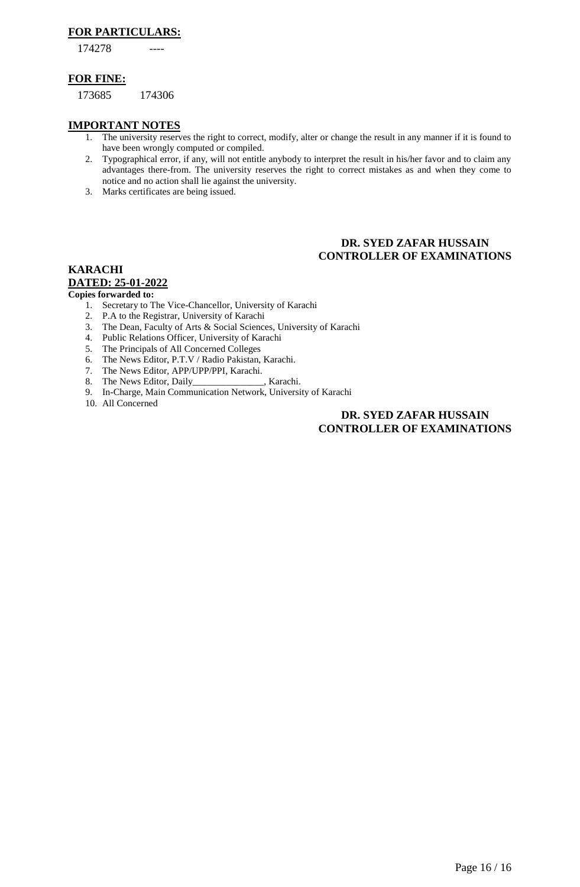**FOR PARTICULARS:**

| | |
|---|---|
| 174278 | ---- |

**FOR FINE:**

| | |
|---|---|
| 173685 | 174306 |

**IMPORTANT NOTES**

1. The university reserves the right to correct, modify, alter or change the result in any manner if it is found to have been wrongly computed or compiled.
2. Typographical error, if any, will not entitle anybody to interpret the result in his/her favor and to claim any advantages there-from. The university reserves the right to correct mistakes as and when they come to notice and no action shall lie against the university.
3. Marks certificates are being issued.

**DR. SYED ZAFAR HUSSAIN**
**CONTROLLER OF EXAMINATIONS**

**KARACHI**
**DATED: 25-01-2022**

**Copies forwarded to:**

1. Secretary to The Vice-Chancellor, University of Karachi
2. P.A to the Registrar, University of Karachi
3. The Dean, Faculty of Arts & Social Sciences, University of Karachi
4. Public Relations Officer, University of Karachi
5. The Principals of All Concerned Colleges
6. The News Editor, P.T.V / Radio Pakistan, Karachi.
7. The News Editor, APP/UPP/PPI, Karachi.
8. The News Editor, Daily_______________, Karachi.
9. In-Charge, Main Communication Network, University of Karachi
10. All Concerned

**DR. SYED ZAFAR HUSSAIN**
**CONTROLLER OF EXAMINATIONS**